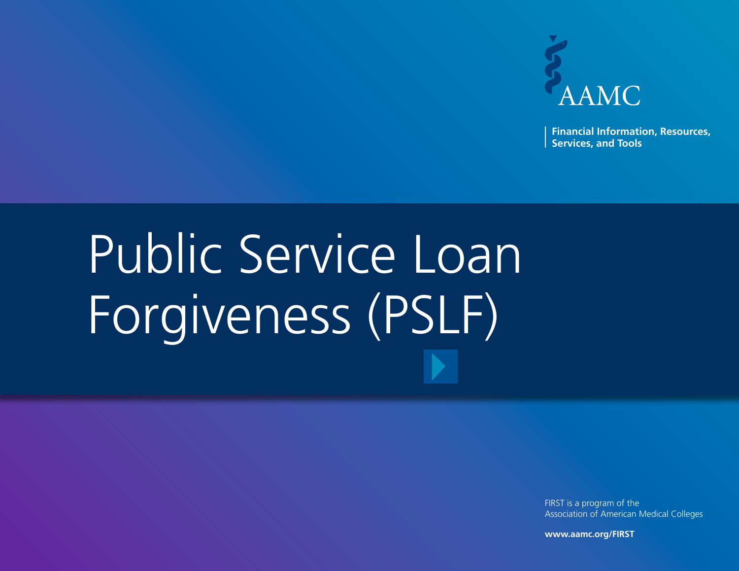AAMC

Financial Information, Resources, Services, and Tools

# Public Service Loan Forgiveness (PSLF)

FIRST is a program of the Association of American Medical Colleges

**www.aamc.org/FIRST**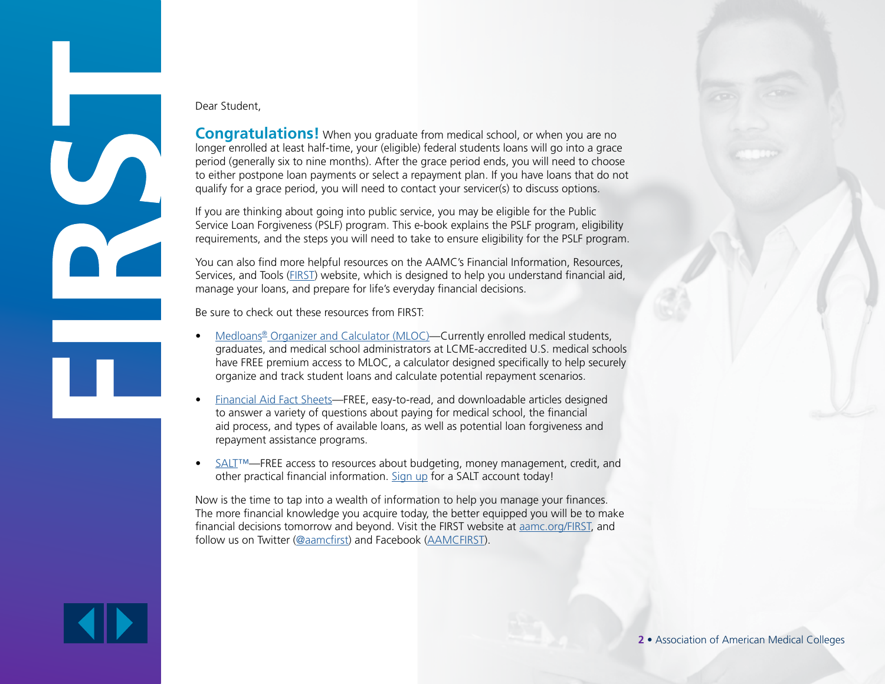Dear Student,

**Congratulations!** When you graduate from medical school, or when you are no longer enrolled at least half-time, your (eligible) federal students loans will go into a grace period (generally six to nine months). After the grace period ends, you will need to choose to either postpone loan payments or select a repayment plan. If you have loans that do not qualify for a grace period, you will need to contact your servicer(s) to discuss options.

If you are thinking about going into public service, you may be eligible for the Public Service Loan Forgiveness (PSLF) program. This e-book explains the PSLF program, eligibility requirements, and the steps you will need to take to ensure eligibility for the PSLF program.

You can also find more helpful resources on the AAMC's Financial Information, Resources, Services, and Tools (FIRST) website, which is designed to help you understand financial aid, manage your loans, and prepare for life's everyday financial decisions.

Be sure to check out these resources from FIRST:

- Medloans® Organizer and Calculator (MLOC)—Currently enrolled medical students, graduates, and medical school administrators at LCME-accredited U.S. medical schools have FREE premium access to MLOC, a calculator designed specifically to help securely organize and track student loans and calculate potential repayment scenarios.
- Financial Aid Fact Sheets—FREE, easy-to-read, and downloadable articles designed to answer a variety of questions about paying for medical school, the financial aid process, and types of available loans, as well as potential loan forgiveness and repayment assistance programs.
- SALT™—FREE access to resources about budgeting, money management, credit, and other practical financial information. Sign up for a SALT account today!

Now is the time to tap into a wealth of information to help you manage your finances. The more financial knowledge you acquire today, the better equipped you will be to make financial decisions tomorrow and beyond. Visit the FIRST website at aamc.org/FIRST, and follow us on Twitter (@aamcfirst) and Facebook (AAMCFIRST).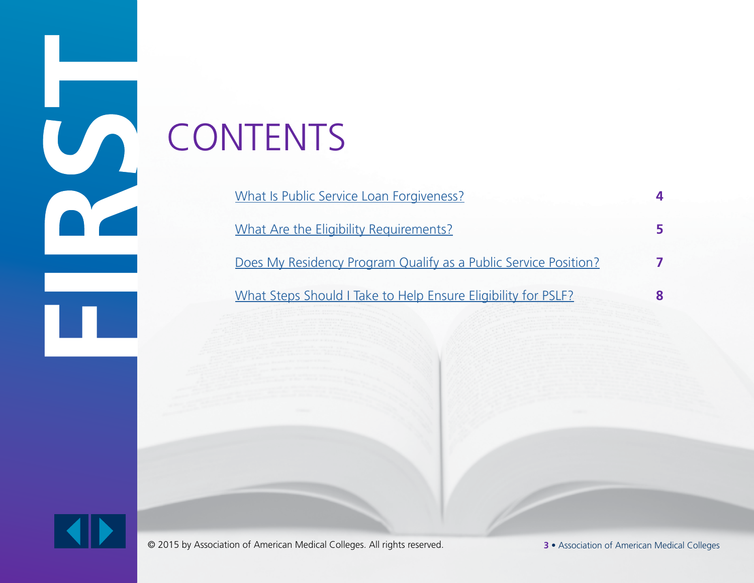# CONTENTS

| | |
|---|---|
| What Is Public Service Loan Forgiveness? | **4** |
| What Are the Eligibility Requirements? | **5** |
| Does My Residency Program Qualify as a Public Service Position? | **7** |
| What Steps Should I Take to Help Ensure Eligibility for PSLF? | **8** |

© 2015 by Association of American Medical Colleges. All rights reserved.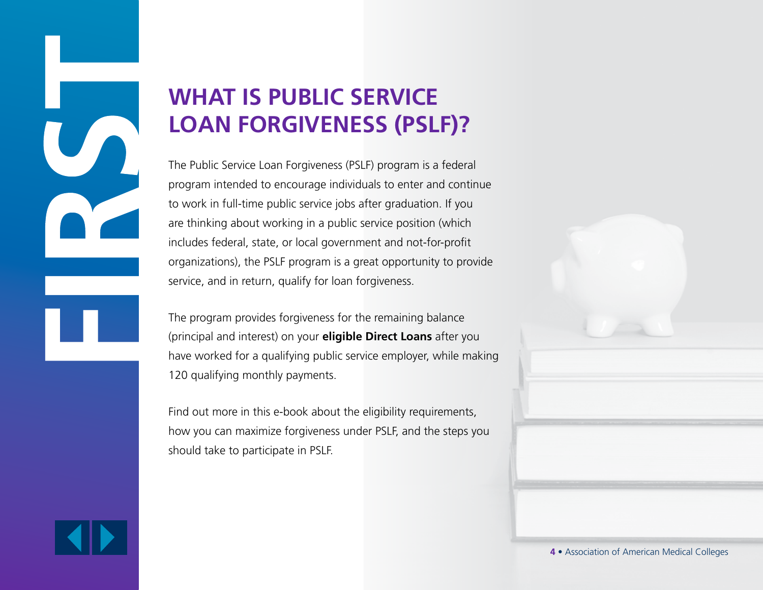FIRST

# WHAT IS PUBLIC SERVICE LOAN FORGIVENESS (PSLF)?

The Public Service Loan Forgiveness (PSLF) program is a federal program intended to encourage individuals to enter and continue to work in full-time public service jobs after graduation. If you are thinking about working in a public service position (which includes federal, state, or local government and not-for-profit organizations), the PSLF program is a great opportunity to provide service, and in return, qualify for loan forgiveness.

The program provides forgiveness for the remaining balance (principal and interest) on your **eligible Direct Loans** after you have worked for a qualifying public service employer, while making 120 qualifying monthly payments.

Find out more in this e-book about the eligibility requirements, how you can maximize forgiveness under PSLF, and the steps you should take to participate in PSLF.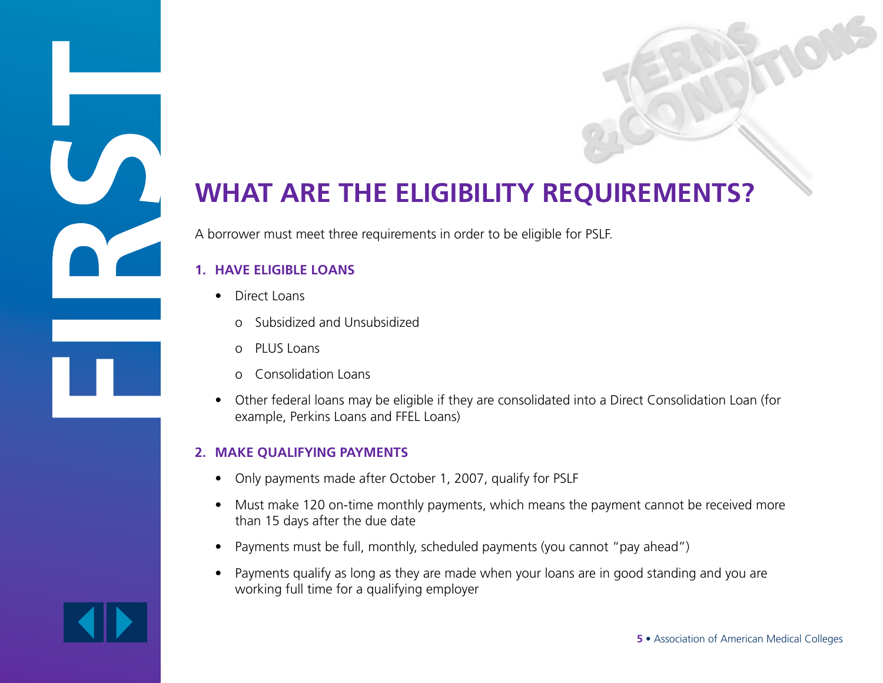## WHAT ARE THE ELIGIBILITY REQUIREMENTS?

A borrower must meet three requirements in order to be eligible for PSLF.

### 1. HAVE ELIGIBLE LOANS

- Direct Loans
  - Subsidized and Unsubsidized
  - PLUS Loans
  - Consolidation Loans
- Other federal loans may be eligible if they are consolidated into a Direct Consolidation Loan (for example, Perkins Loans and FFEL Loans)

### 2. MAKE QUALIFYING PAYMENTS

- Only payments made after October 1, 2007, qualify for PSLF
- Must make 120 on-time monthly payments, which means the payment cannot be received more than 15 days after the due date
- Payments must be full, monthly, scheduled payments (you cannot "pay ahead")
- Payments qualify as long as they are made when your loans are in good standing and you are working full time for a qualifying employer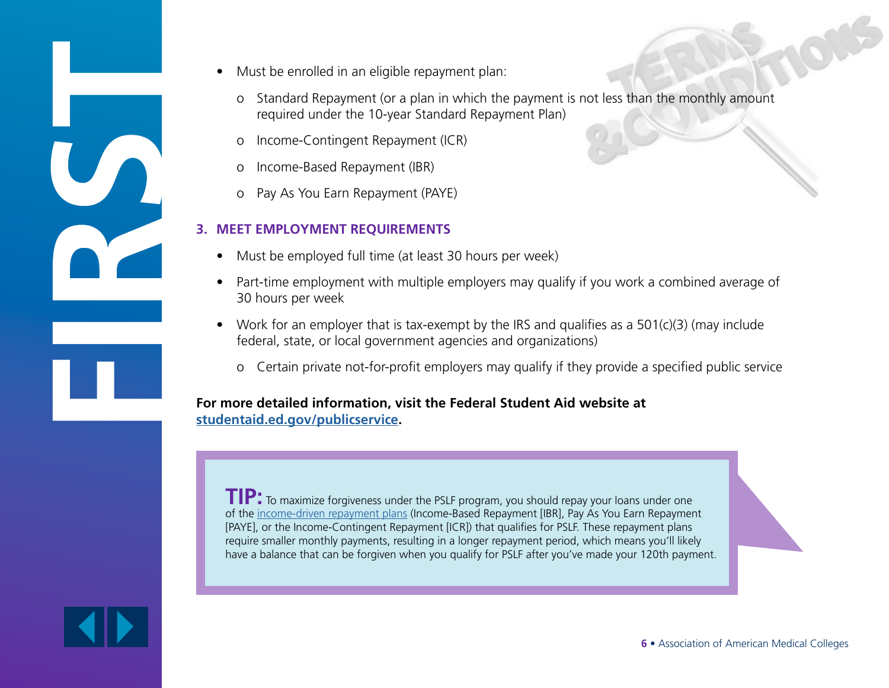- Must be enrolled in an eligible repayment plan:
  - Standard Repayment (or a plan in which the payment is not less than the monthly amount required under the 10-year Standard Repayment Plan)
  - Income-Contingent Repayment (ICR)
  - Income-Based Repayment (IBR)
  - Pay As You Earn Repayment (PAYE)

### 3. MEET EMPLOYMENT REQUIREMENTS

- Must be employed full time (at least 30 hours per week)
- Part-time employment with multiple employers may qualify if you work a combined average of 30 hours per week
- Work for an employer that is tax-exempt by the IRS and qualifies as a 501(c)(3) (may include federal, state, or local government agencies and organizations)
  - Certain private not-for-profit employers may qualify if they provide a specified public service

**For more detailed information, visit the Federal Student Aid website at [studentaid.ed.gov/publicservice](studentaid.ed.gov/publicservice).**

**TIP:** To maximize forgiveness under the PSLF program, you should repay your loans under one of the income-driven repayment plans (Income-Based Repayment [IBR], Pay As You Earn Repayment [PAYE], or the Income-Contingent Repayment [ICR]) that qualifies for PSLF. These repayment plans require smaller monthly payments, resulting in a longer repayment period, which means you'll likely have a balance that can be forgiven when you qualify for PSLF after you've made your 120th payment.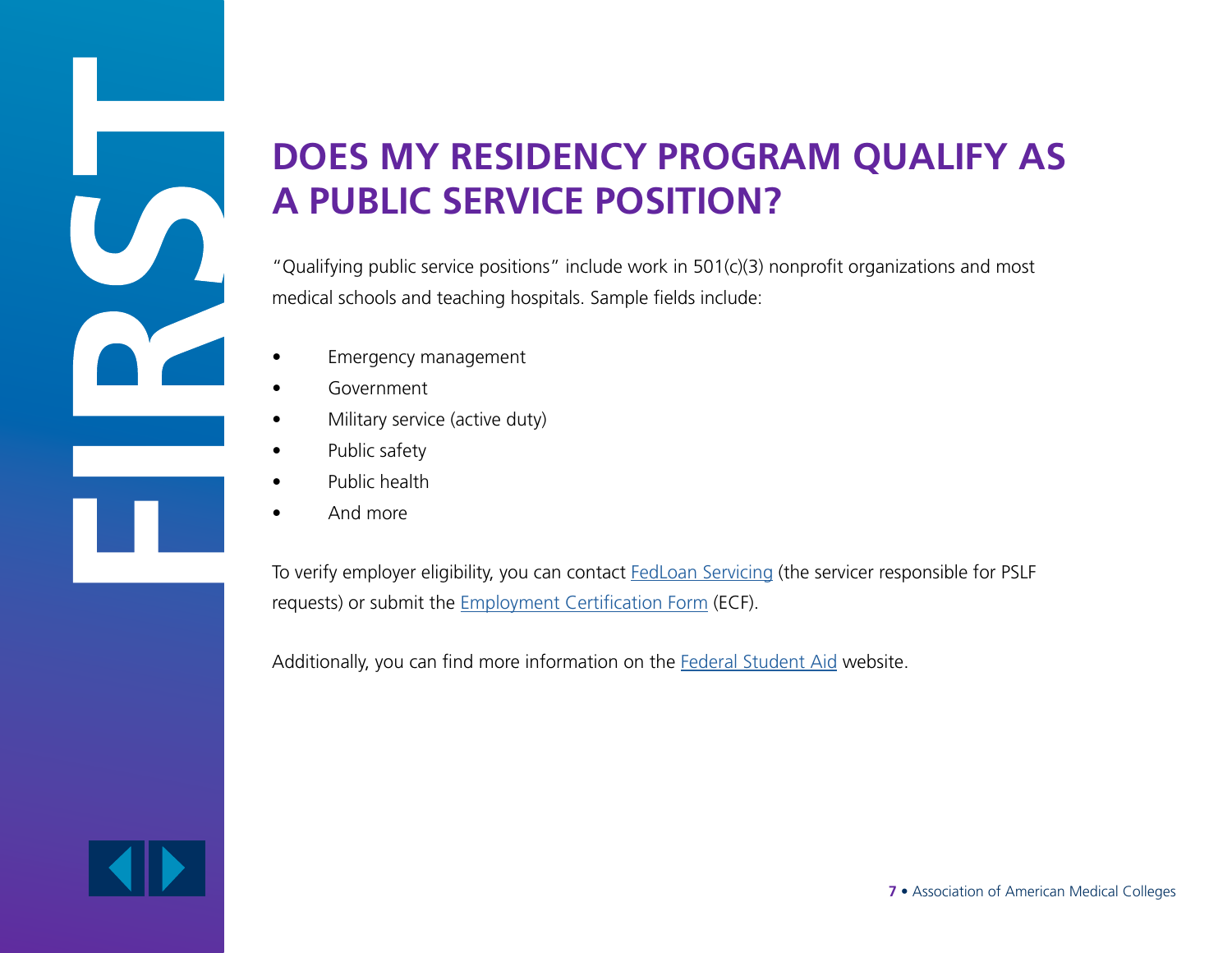# DOES MY RESIDENCY PROGRAM QUALIFY AS A PUBLIC SERVICE POSITION?

"Qualifying public service positions" include work in 501(c)(3) nonprofit organizations and most medical schools and teaching hospitals. Sample fields include:

- Emergency management
- Government
- Military service (active duty)
- Public safety
- Public health
- And more

To verify employer eligibility, you can contact FedLoan Servicing (the servicer responsible for PSLF requests) or submit the Employment Certification Form (ECF).

Additionally, you can find more information on the Federal Student Aid website.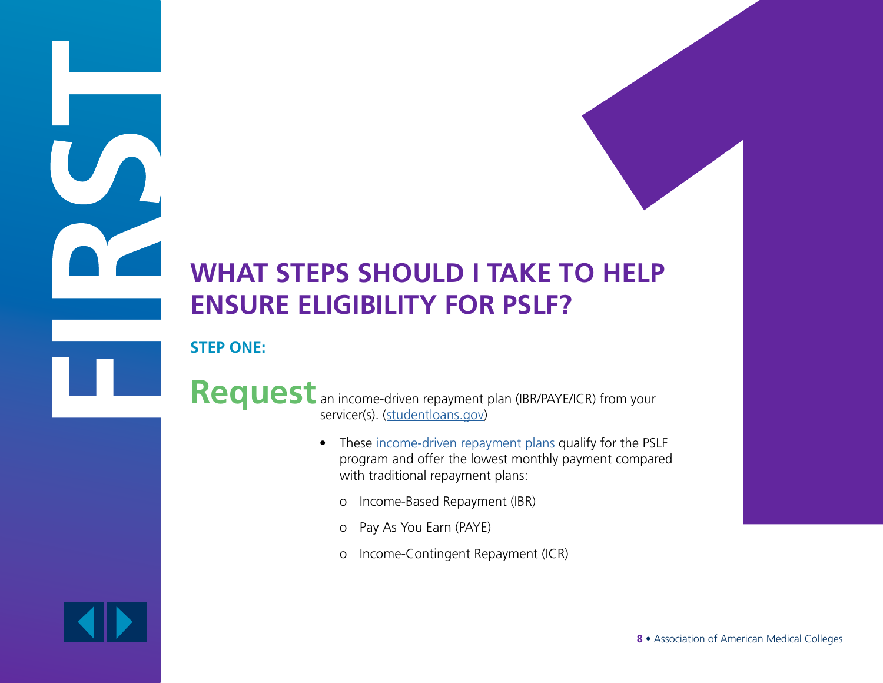FIRST

# WHAT STEPS SHOULD I TAKE TO HELP ENSURE ELIGIBILITY FOR PSLF?

**STEP ONE:**

**Request** an income-driven repayment plan (IBR/PAYE/ICR) from your servicer(s). (studentloans.gov)

- These income-driven repayment plans qualify for the PSLF program and offer the lowest monthly payment compared with traditional repayment plans:
  - Income-Based Repayment (IBR)
  - Pay As You Earn (PAYE)
  - Income-Contingent Repayment (ICR)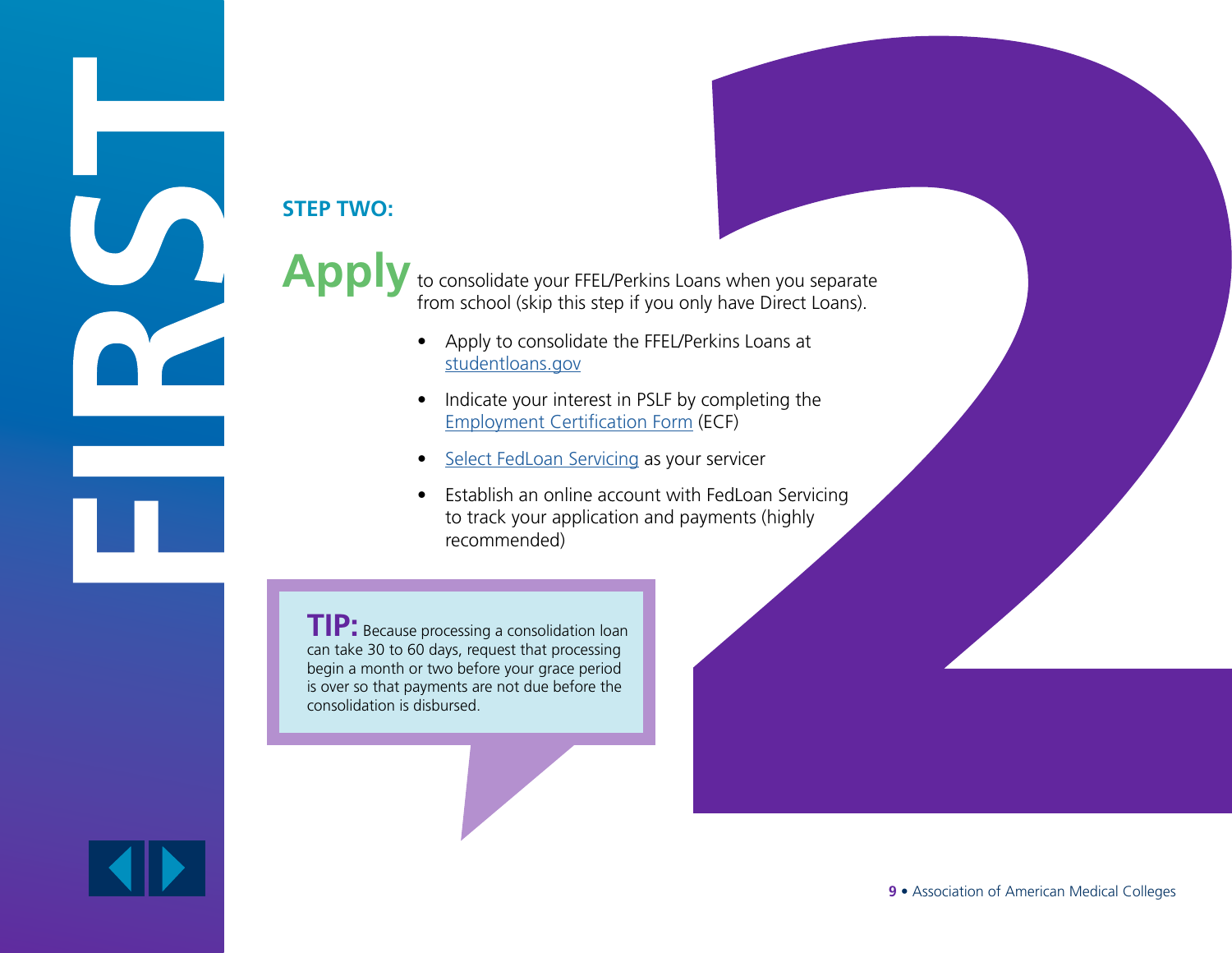FIRST

## STEP TWO:

**Apply** to consolidate your FFEL/Perkins Loans when you separate from school (skip this step if you only have Direct Loans).

- Apply to consolidate the FFEL/Perkins Loans at studentloans.gov
- Indicate your interest in PSLF by completing the Employment Certification Form (ECF)
- Select FedLoan Servicing as your servicer
- Establish an online account with FedLoan Servicing to track your application and payments (highly recommended)

**TIP:** Because processing a consolidation loan can take 30 to 60 days, request that processing begin a month or two before your grace period is over so that payments are not due before the consolidation is disbursed.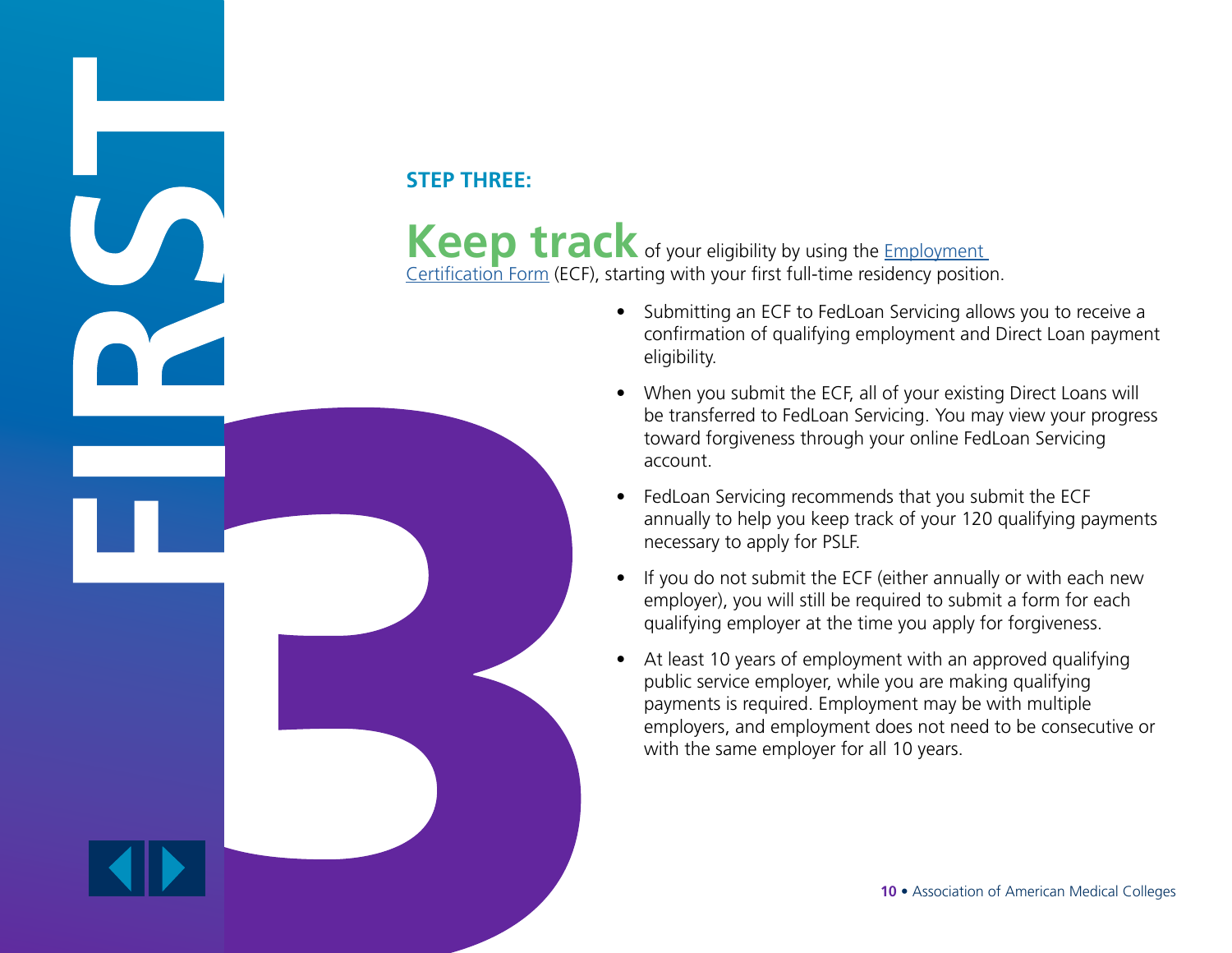**STEP THREE:**

## Keep track of your eligibility by using the [Employment Certification Form]() (ECF), starting with your first full-time residency position.

- Submitting an ECF to FedLoan Servicing allows you to receive a confirmation of qualifying employment and Direct Loan payment eligibility.
- When you submit the ECF, all of your existing Direct Loans will be transferred to FedLoan Servicing. You may view your progress toward forgiveness through your online FedLoan Servicing account.
- FedLoan Servicing recommends that you submit the ECF annually to help you keep track of your 120 qualifying payments necessary to apply for PSLF.
- If you do not submit the ECF (either annually or with each new employer), you will still be required to submit a form for each qualifying employer at the time you apply for forgiveness.
- At least 10 years of employment with an approved qualifying public service employer, while you are making qualifying payments is required. Employment may be with multiple employers, and employment does not need to be consecutive or with the same employer for all 10 years.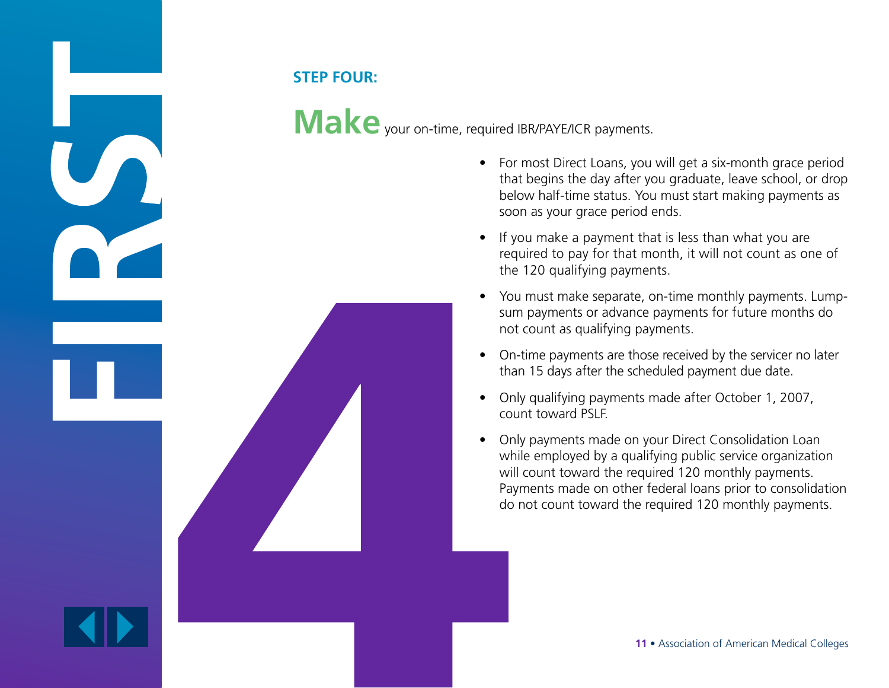FIRST

**STEP FOUR:**

## **Make** your on-time, required IBR/PAYE/ICR payments.

4

- For most Direct Loans, you will get a six-month grace period that begins the day after you graduate, leave school, or drop below half-time status. You must start making payments as soon as your grace period ends.
- If you make a payment that is less than what you are required to pay for that month, it will not count as one of the 120 qualifying payments.
- You must make separate, on-time monthly payments. Lump-sum payments or advance payments for future months do not count as qualifying payments.
- On-time payments are those received by the servicer no later than 15 days after the scheduled payment due date.
- Only qualifying payments made after October 1, 2007, count toward PSLF.
- Only payments made on your Direct Consolidation Loan while employed by a qualifying public service organization will count toward the required 120 monthly payments. Payments made on other federal loans prior to consolidation do not count toward the required 120 monthly payments.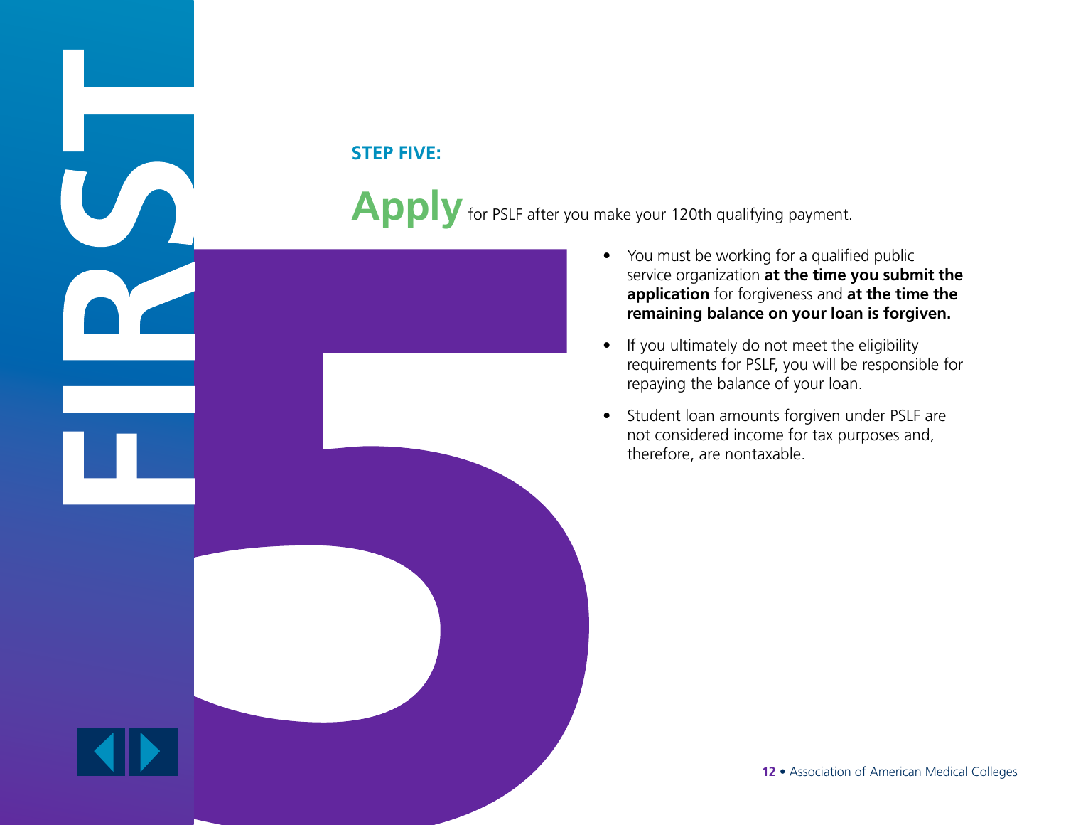## STEP FIVE:

**Apply** for PSLF after you make your 120th qualifying payment.

- You must be working for a qualified public service organization **at the time you submit the application** for forgiveness and **at the time the remaining balance on your loan is forgiven.**
- If you ultimately do not meet the eligibility requirements for PSLF, you will be responsible for repaying the balance of your loan.
- Student loan amounts forgiven under PSLF are not considered income for tax purposes and, therefore, are nontaxable.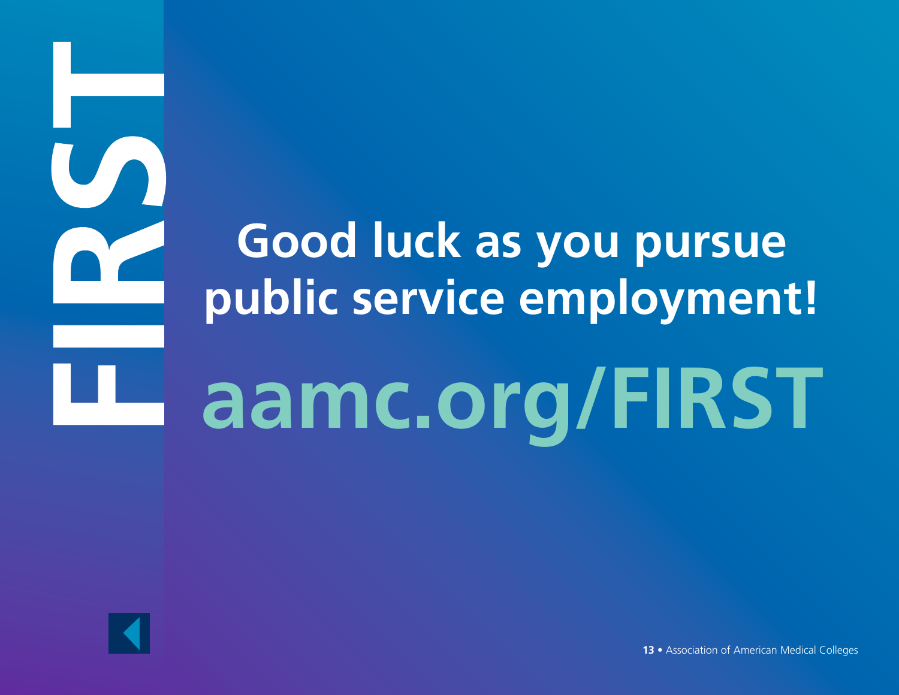FIRST

# Good luck as you pursue public service employment!

# aamc.org/FIRST